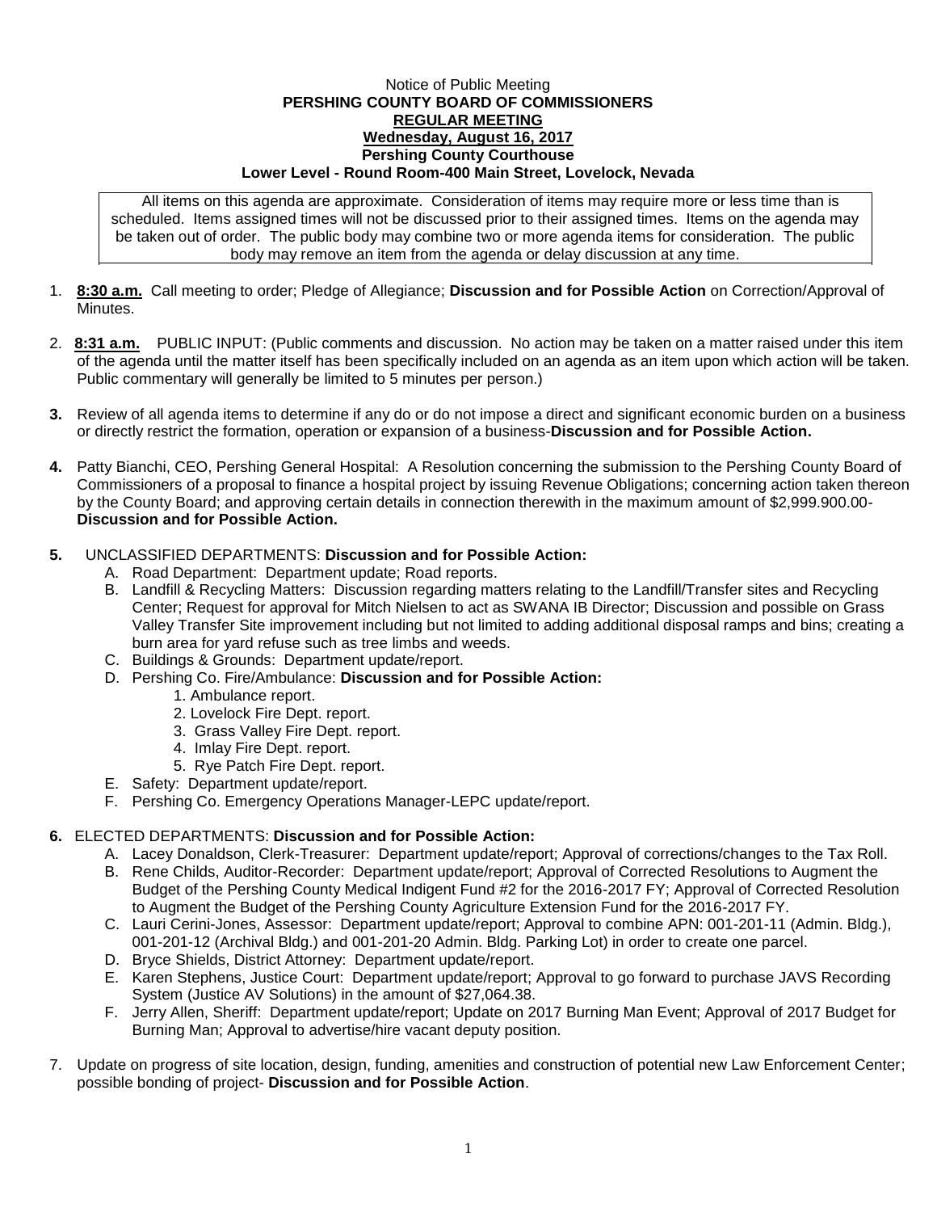Notice of Public Meeting

**PERSHING COUNTY BOARD OF COMMISSIONERS**

**REGULAR MEETING**

**Wednesday, August 16, 2017**

**Pershing County Courthouse**

**Lower Level - Round Room-400 Main Street, Lovelock, Nevada**

All items on this agenda are approximate. Consideration of items may require more or less time than is scheduled. Items assigned times will not be discussed prior to their assigned times. Items on the agenda may be taken out of order. The public body may combine two or more agenda items for consideration. The public body may remove an item from the agenda or delay discussion at any time.

1. **8:30 a.m.** Call meeting to order; Pledge of Allegiance; **Discussion and for Possible Action** on Correction/Approval of Minutes.

2. **8:31 a.m.** PUBLIC INPUT: (Public comments and discussion. No action may be taken on a matter raised under this item of the agenda until the matter itself has been specifically included on an agenda as an item upon which action will be taken. Public commentary will generally be limited to 5 minutes per person.)

3. Review of all agenda items to determine if any do or do not impose a direct and significant economic burden on a business or directly restrict the formation, operation or expansion of a business-**Discussion and for Possible Action.**

4. Patty Bianchi, CEO, Pershing General Hospital: A Resolution concerning the submission to the Pershing County Board of Commissioners of a proposal to finance a hospital project by issuing Revenue Obligations; concerning action taken thereon by the County Board; and approving certain details in connection therewith in the maximum amount of $2,999.900.00-**Discussion and for Possible Action.**

5. UNCLASSIFIED DEPARTMENTS: **Discussion and for Possible Action:**
   - A. Road Department: Department update; Road reports.
   - B. Landfill & Recycling Matters: Discussion regarding matters relating to the Landfill/Transfer sites and Recycling Center; Request for approval for Mitch Nielsen to act as SWANA IB Director; Discussion and possible on Grass Valley Transfer Site improvement including but not limited to adding additional disposal ramps and bins; creating a burn area for yard refuse such as tree limbs and weeds.
   - C. Buildings & Grounds: Department update/report.
   - D. Pershing Co. Fire/Ambulance: **Discussion and for Possible Action:**
     1. Ambulance report.
     2. Lovelock Fire Dept. report.
     3. Grass Valley Fire Dept. report.
     4. Imlay Fire Dept. report.
     5. Rye Patch Fire Dept. report.
   - E. Safety: Department update/report.
   - F. Pershing Co. Emergency Operations Manager-LEPC update/report.

6. ELECTED DEPARTMENTS: **Discussion and for Possible Action:**
   - A. Lacey Donaldson, Clerk-Treasurer: Department update/report; Approval of corrections/changes to the Tax Roll.
   - B. Rene Childs, Auditor-Recorder: Department update/report; Approval of Corrected Resolutions to Augment the Budget of the Pershing County Medical Indigent Fund #2 for the 2016-2017 FY; Approval of Corrected Resolution to Augment the Budget of the Pershing County Agriculture Extension Fund for the 2016-2017 FY.
   - C. Lauri Cerini-Jones, Assessor: Department update/report; Approval to combine APN: 001-201-11 (Admin. Bldg.), 001-201-12 (Archival Bldg.) and 001-201-20 Admin. Bldg. Parking Lot) in order to create one parcel.
   - D. Bryce Shields, District Attorney: Department update/report.
   - E. Karen Stephens, Justice Court: Department update/report; Approval to go forward to purchase JAVS Recording System (Justice AV Solutions) in the amount of $27,064.38.
   - F. Jerry Allen, Sheriff: Department update/report; Update on 2017 Burning Man Event; Approval of 2017 Budget for Burning Man; Approval to advertise/hire vacant deputy position.

7. Update on progress of site location, design, funding, amenities and construction of potential new Law Enforcement Center; possible bonding of project- **Discussion and for Possible Action**.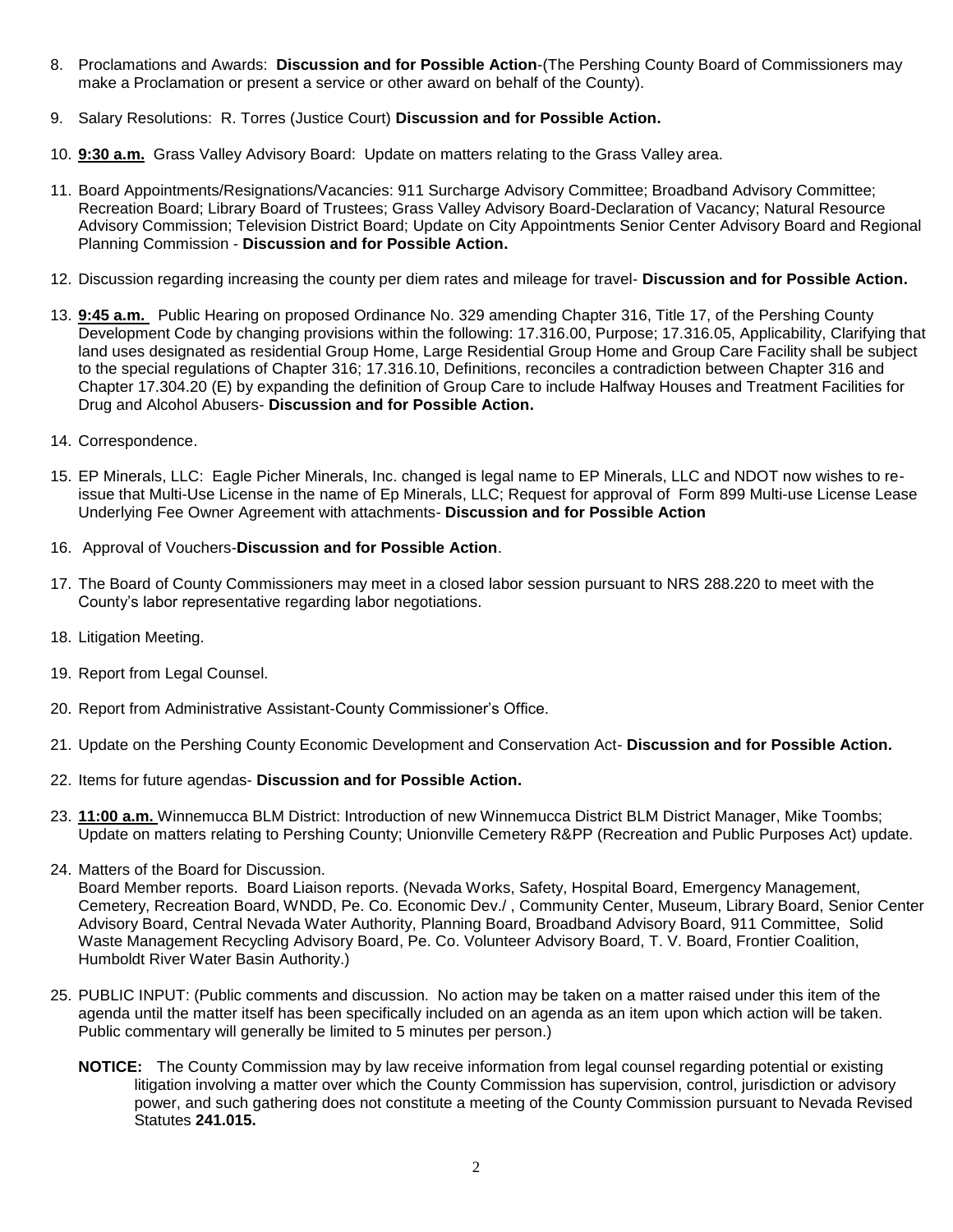8. Proclamations and Awards: **Discussion and for Possible Action**-(The Pershing County Board of Commissioners may make a Proclamation or present a service or other award on behalf of the County).

9. Salary Resolutions: R. Torres (Justice Court) **Discussion and for Possible Action.**

10. **9:30 a.m.** Grass Valley Advisory Board: Update on matters relating to the Grass Valley area.

11. Board Appointments/Resignations/Vacancies: 911 Surcharge Advisory Committee; Broadband Advisory Committee; Recreation Board; Library Board of Trustees; Grass Valley Advisory Board-Declaration of Vacancy; Natural Resource Advisory Commission; Television District Board; Update on City Appointments Senior Center Advisory Board and Regional Planning Commission - **Discussion and for Possible Action.**

12. Discussion regarding increasing the county per diem rates and mileage for travel- **Discussion and for Possible Action.**

13. **9:45 a.m.** Public Hearing on proposed Ordinance No. 329 amending Chapter 316, Title 17, of the Pershing County Development Code by changing provisions within the following: 17.316.00, Purpose; 17.316.05, Applicability, Clarifying that land uses designated as residential Group Home, Large Residential Group Home and Group Care Facility shall be subject to the special regulations of Chapter 316; 17.316.10, Definitions, reconciles a contradiction between Chapter 316 and Chapter 17.304.20 (E) by expanding the definition of Group Care to include Halfway Houses and Treatment Facilities for Drug and Alcohol Abusers- **Discussion and for Possible Action.**

14. Correspondence.

15. EP Minerals, LLC: Eagle Picher Minerals, Inc. changed is legal name to EP Minerals, LLC and NDOT now wishes to re-issue that Multi-Use License in the name of Ep Minerals, LLC; Request for approval of Form 899 Multi-use License Lease Underlying Fee Owner Agreement with attachments- **Discussion and for Possible Action**

16. Approval of Vouchers-**Discussion and for Possible Action**.

17. The Board of County Commissioners may meet in a closed labor session pursuant to NRS 288.220 to meet with the County's labor representative regarding labor negotiations.

18. Litigation Meeting.

19. Report from Legal Counsel.

20. Report from Administrative Assistant-County Commissioner's Office.

21. Update on the Pershing County Economic Development and Conservation Act- **Discussion and for Possible Action.**

22. Items for future agendas- **Discussion and for Possible Action.**

23. **11:00 a.m.** Winnemucca BLM District: Introduction of new Winnemucca District BLM District Manager, Mike Toombs; Update on matters relating to Pershing County; Unionville Cemetery R&PP (Recreation and Public Purposes Act) update.

24. Matters of the Board for Discussion.
    Board Member reports. Board Liaison reports. (Nevada Works, Safety, Hospital Board, Emergency Management, Cemetery, Recreation Board, WNDD, Pe. Co. Economic Dev./ , Community Center, Museum, Library Board, Senior Center Advisory Board, Central Nevada Water Authority, Planning Board, Broadband Advisory Board, 911 Committee, Solid Waste Management Recycling Advisory Board, Pe. Co. Volunteer Advisory Board, T. V. Board, Frontier Coalition, Humboldt River Water Basin Authority.)

25. PUBLIC INPUT: (Public comments and discussion. No action may be taken on a matter raised under this item of the agenda until the matter itself has been specifically included on an agenda as an item upon which action will be taken. Public commentary will generally be limited to 5 minutes per person.)

    **NOTICE:** The County Commission may by law receive information from legal counsel regarding potential or existing litigation involving a matter over which the County Commission has supervision, control, jurisdiction or advisory power, and such gathering does not constitute a meeting of the County Commission pursuant to Nevada Revised Statutes **241.015.**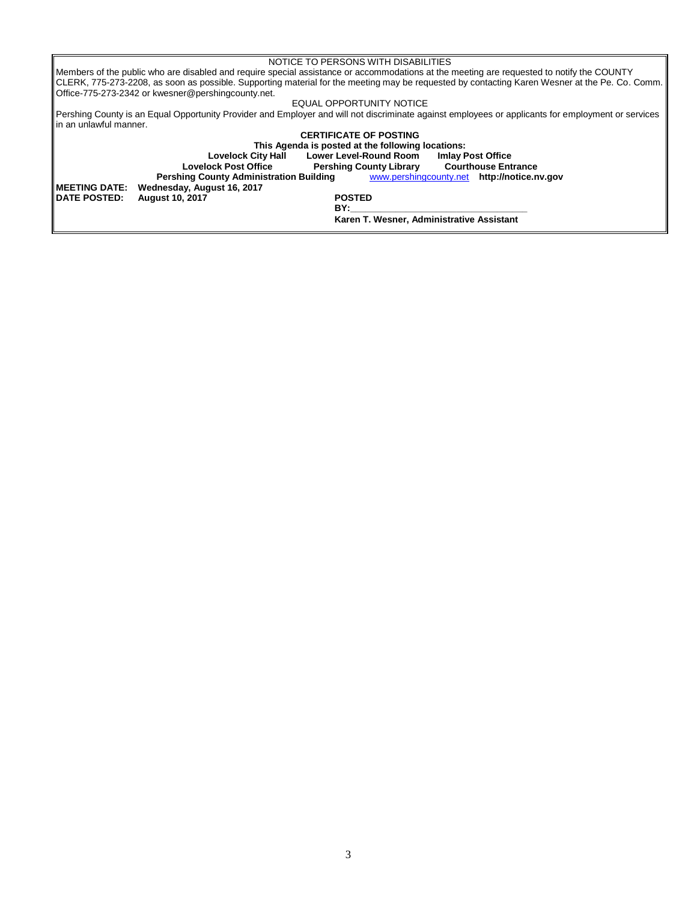NOTICE TO PERSONS WITH DISABILITIES

Members of the public who are disabled and require special assistance or accommodations at the meeting are requested to notify the COUNTY CLERK, 775-273-2208, as soon as possible. Supporting material for the meeting may be requested by contacting Karen Wesner at the Pe. Co. Comm. Office-775-273-2342 or kwesner@pershingcounty.net.

EQUAL OPPORTUNITY NOTICE

Pershing County is an Equal Opportunity Provider and Employer and will not discriminate against employees or applicants for employment or services in an unlawful manner.

**CERTIFICATE OF POSTING**

**This Agenda is posted at the following locations:**

**Lovelock City Hall** **Lower Level-Round Room** **Imlay Post Office**

**Lovelock Post Office** **Pershing County Library** **Courthouse Entrance**

**Pershing County Administration Building** www.pershingcounty.net **http://notice.nv.gov**

**MEETING DATE: Wednesday, August 16, 2017**

**DATE POSTED: August 10, 2017**

**POSTED BY:________________________________**

**Karen T. Wesner, Administrative Assistant**